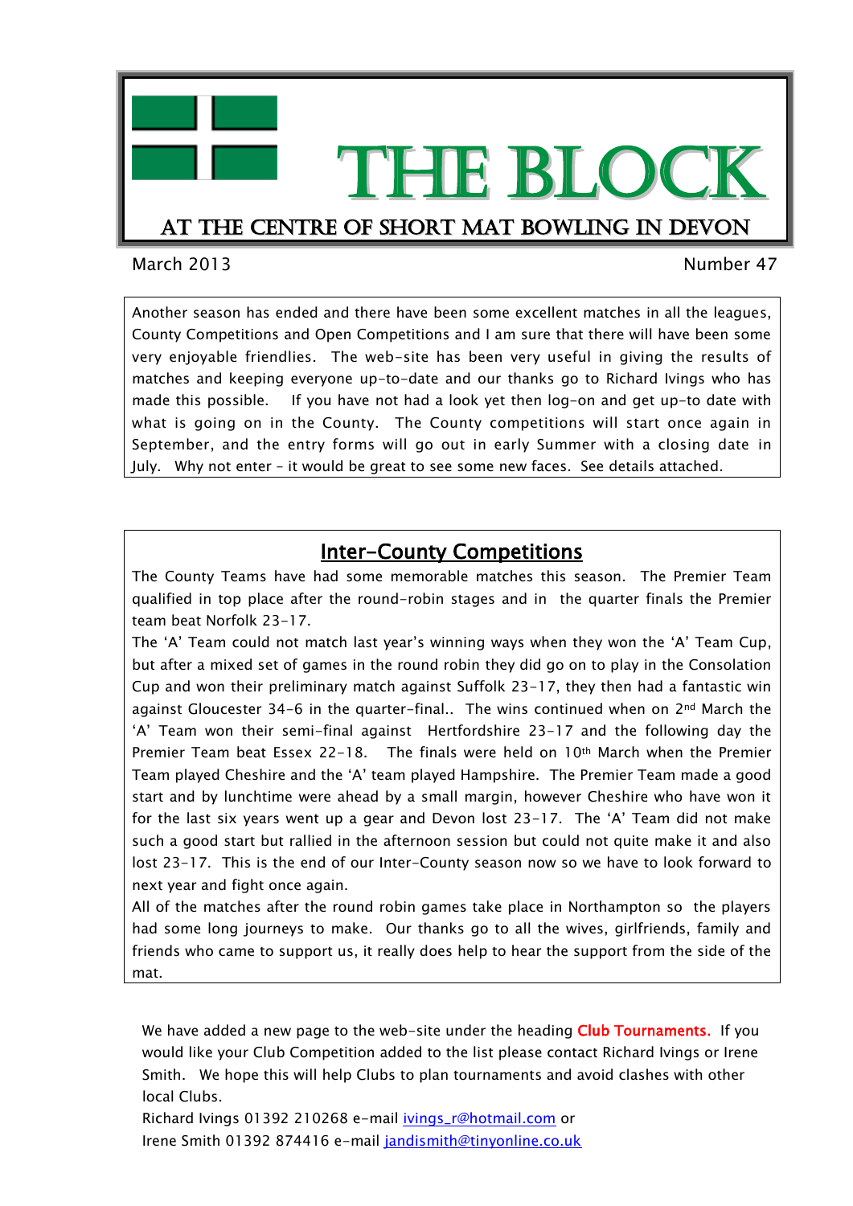# THE BLOCK

## AT THE CENTRE OF SHORT MAT BOWLING IN DEVON

March 2013 Number 47

Another season has ended and there have been some excellent matches in all the leagues, County Competitions and Open Competitions and I am sure that there will have been some very enjoyable friendlies. The web-site has been very useful in giving the results of matches and keeping everyone up-to-date and our thanks go to Richard Ivings who has made this possible. If you have not had a look yet then log-on and get up-to date with what is going on in the County. The County competitions will start once again in September, and the entry forms will go out in early Summer with a closing date in July. Why not enter – it would be great to see some new faces. See details attached.

## Inter-County Competitions

The County Teams have had some memorable matches this season. The Premier Team qualified in top place after the round-robin stages and in the quarter finals the Premier team beat Norfolk 23-17.

The 'A' Team could not match last year's winning ways when they won the 'A' Team Cup, but after a mixed set of games in the round robin they did go on to play in the Consolation Cup and won their preliminary match against Suffolk 23-17, they then had a fantastic win against Gloucester 34-6 in the quarter-final.. The wins continued when on 2nd March the 'A' Team won their semi-final against Hertfordshire 23-17 and the following day the Premier Team beat Essex 22-18. The finals were held on 10th March when the Premier Team played Cheshire and the 'A' team played Hampshire. The Premier Team made a good start and by lunchtime were ahead by a small margin, however Cheshire who have won it for the last six years went up a gear and Devon lost 23-17. The 'A' Team did not make such a good start but rallied in the afternoon session but could not quite make it and also lost 23-17. This is the end of our Inter-County season now so we have to look forward to next year and fight once again.

All of the matches after the round robin games take place in Northampton so the players had some long journeys to make. Our thanks go to all the wives, girlfriends, family and friends who came to support us, it really does help to hear the support from the side of the mat.

We have added a new page to the web-site under the heading **Club Tournaments.** If you would like your Club Competition added to the list please contact Richard Ivings or Irene Smith. We hope this will help Clubs to plan tournaments and avoid clashes with other local Clubs.

Richard Ivings 01392 210268 e-mail ivings_r@hotmail.com or
Irene Smith 01392 874416 e-mail jandismith@tinyonline.co.uk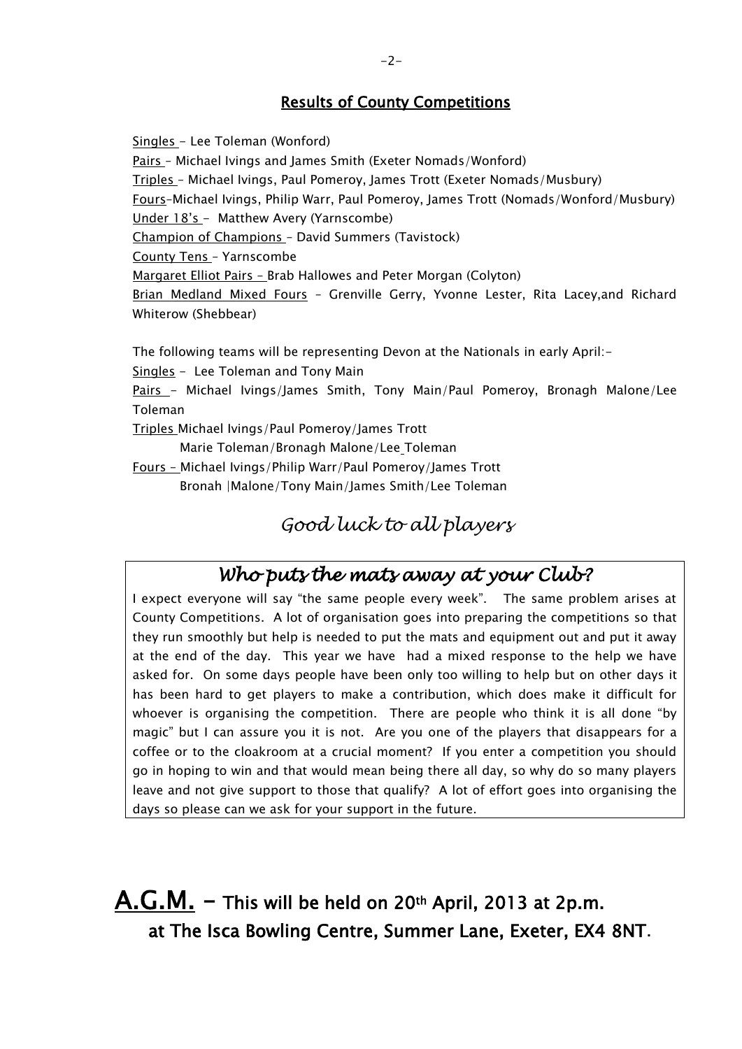## Results of County Competitions

Singles - Lee Toleman (Wonford)

Pairs – Michael Ivings and James Smith (Exeter Nomads/Wonford)

Triples – Michael Ivings, Paul Pomeroy, James Trott (Exeter Nomads/Musbury)

Fours–Michael Ivings, Philip Warr, Paul Pomeroy, James Trott (Nomads/Wonford/Musbury)

Under 18's - Matthew Avery (Yarnscombe)

Champion of Champions – David Summers (Tavistock)

County Tens – Yarnscombe

Margaret Elliot Pairs – Brab Hallowes and Peter Morgan (Colyton)

Brian Medland Mixed Fours – Grenville Gerry, Yvonne Lester, Rita Lacey,and Richard Whiterow (Shebbear)

The following teams will be representing Devon at the Nationals in early April:-

Singles - Lee Toleman and Tony Main

Pairs - Michael Ivings/James Smith, Tony Main/Paul Pomeroy, Bronagh Malone/Lee Toleman

Triples Michael Ivings/Paul Pomeroy/James Trott
Marie Toleman/Bronagh Malone/Lee Toleman

Fours – Michael Ivings/Philip Warr/Paul Pomeroy/James Trott
Bronah |Malone/Tony Main/James Smith/Lee Toleman

*Good luck to all players*

### *Who puts the mats away at your Club?*

I expect everyone will say "the same people every week". The same problem arises at County Competitions. A lot of organisation goes into preparing the competitions so that they run smoothly but help is needed to put the mats and equipment out and put it away at the end of the day. This year we have had a mixed response to the help we have asked for. On some days people have been only too willing to help but on other days it has been hard to get players to make a contribution, which does make it difficult for whoever is organising the competition. There are people who think it is all done "by magic" but I can assure you it is not. Are you one of the players that disappears for a coffee or to the cloakroom at a crucial moment? If you enter a competition you should go in hoping to win and that would mean being there all day, so why do so many players leave and not give support to those that qualify? A lot of effort goes into organising the days so please can we ask for your support in the future.

## A.G.M. – This will be held on 20th April, 2013 at 2p.m. at The Isca Bowling Centre, Summer Lane, Exeter, EX4 8NT.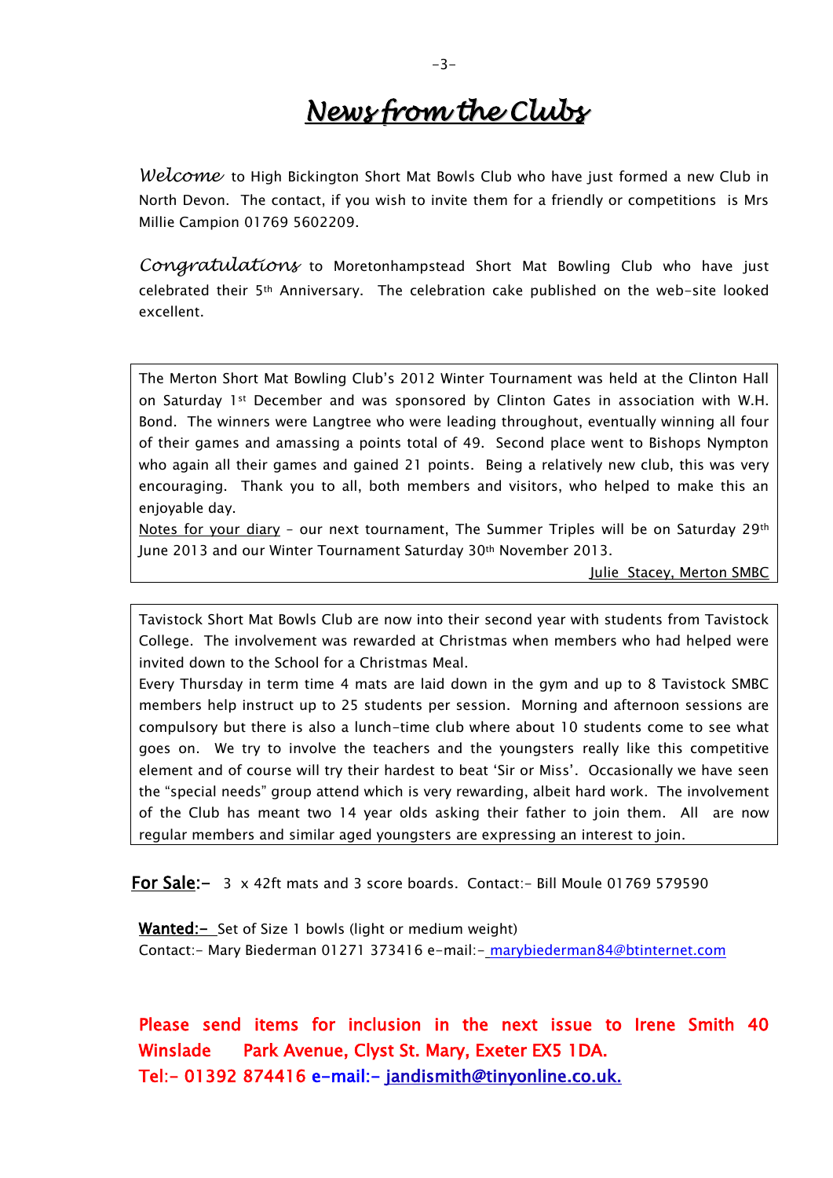# News from the Clubs

*Welcome* to High Bickington Short Mat Bowls Club who have just formed a new Club in North Devon. The contact, if you wish to invite them for a friendly or competitions is Mrs Millie Campion 01769 5602209.

*Congratulations* to Moretonhampstead Short Mat Bowling Club who have just celebrated their 5th Anniversary. The celebration cake published on the web-site looked excellent.

The Merton Short Mat Bowling Club's 2012 Winter Tournament was held at the Clinton Hall on Saturday 1st December and was sponsored by Clinton Gates in association with W.H. Bond. The winners were Langtree who were leading throughout, eventually winning all four of their games and amassing a points total of 49. Second place went to Bishops Nympton who again all their games and gained 21 points. Being a relatively new club, this was very encouraging. Thank you to all, both members and visitors, who helped to make this an enjoyable day.

Notes for your diary – our next tournament, The Summer Triples will be on Saturday 29th June 2013 and our Winter Tournament Saturday 30th November 2013.

Julie Stacey, Merton SMBC

Tavistock Short Mat Bowls Club are now into their second year with students from Tavistock College. The involvement was rewarded at Christmas when members who had helped were invited down to the School for a Christmas Meal.

Every Thursday in term time 4 mats are laid down in the gym and up to 8 Tavistock SMBC members help instruct up to 25 students per session. Morning and afternoon sessions are compulsory but there is also a lunch-time club where about 10 students come to see what goes on. We try to involve the teachers and the youngsters really like this competitive element and of course will try their hardest to beat 'Sir or Miss'. Occasionally we have seen the "special needs" group attend which is very rewarding, albeit hard work. The involvement of the Club has meant two 14 year olds asking their father to join them. All are now regular members and similar aged youngsters are expressing an interest to join.

**For Sale:-** 3 x 42ft mats and 3 score boards. Contact:- Bill Moule 01769 579590

**Wanted:-** Set of Size 1 bowls (light or medium weight)
Contact:- Mary Biederman 01271 373416 e-mail:- marybiederman84@btinternet.com

**Please send items for inclusion in the next issue to Irene Smith 40 Winslade Park Avenue, Clyst St. Mary, Exeter EX5 1DA.**
**Tel:- 01392 874416 e-mail:- jandismith@tinyonline.co.uk.**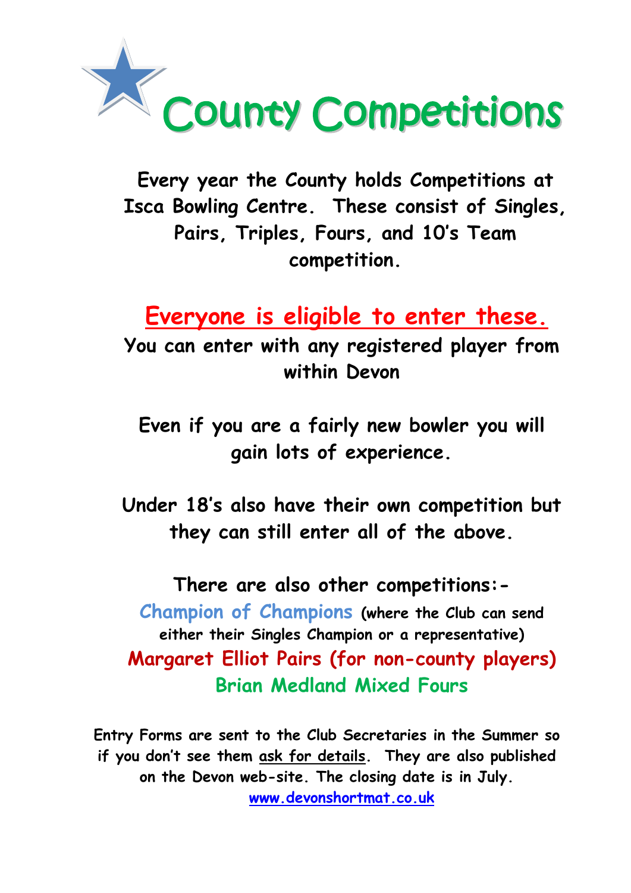# County Competitions

**Every year the County holds Competitions at Isca Bowling Centre. These consist of Singles, Pairs, Triples, Fours, and 10's Team competition.**

## Everyone is eligible to enter these.

**You can enter with any registered player from within Devon**

**Even if you are a fairly new bowler you will gain lots of experience.**

**Under 18's also have their own competition but they can still enter all of the above.**

**There are also other competitions:-**

**Champion of Champions** (where the Club can send either their Singles Champion or a representative)

**Margaret Elliot Pairs (for non-county players)**

**Brian Medland Mixed Fours**

**Entry Forms are sent to the Club Secretaries in the Summer so if you don't see them ask for details. They are also published on the Devon web-site. The closing date is in July.**

**www.devonshortmat.co.uk**